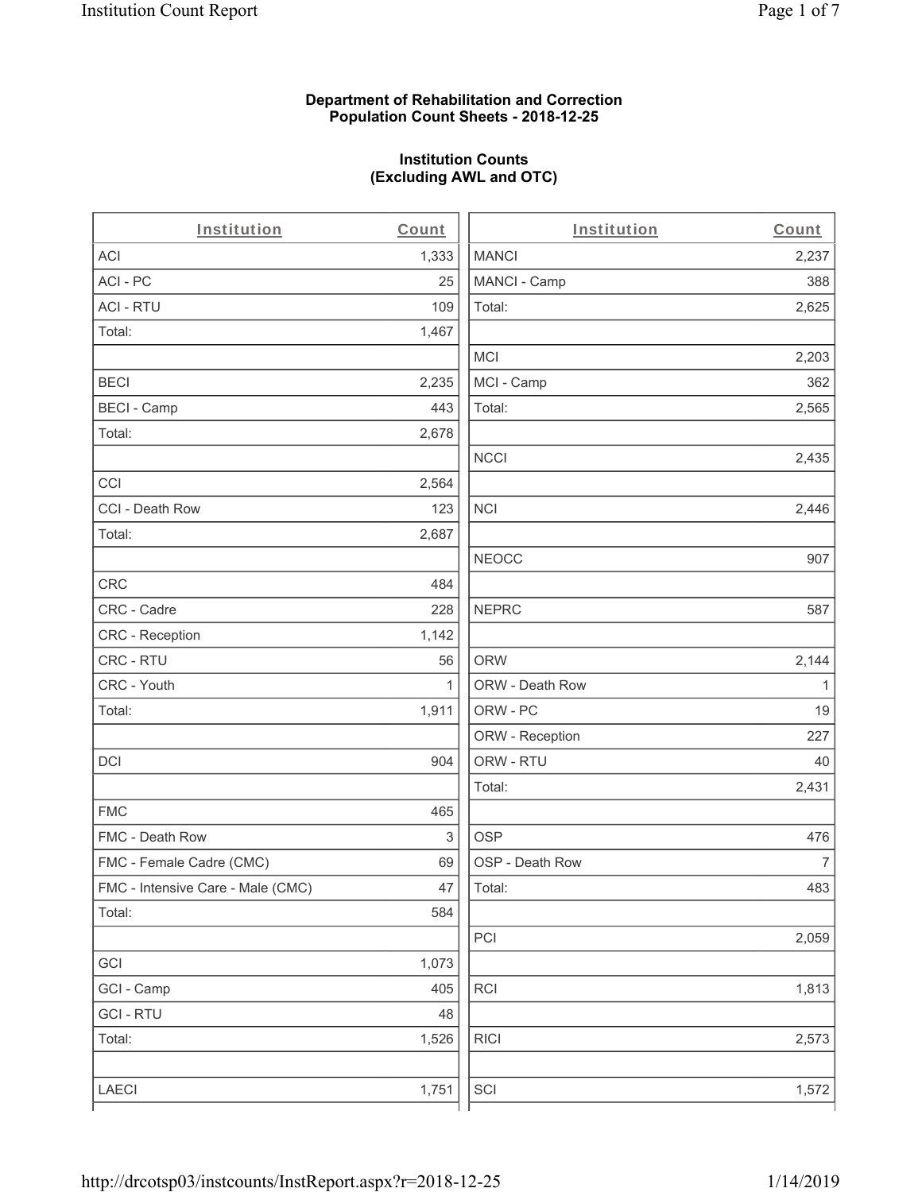**Department of Rehabilitation and Correction**
**Population Count Sheets - 2018-12-25**

**Institution Counts**
**(Excluding AWL and OTC)**

| Institution | Count | Institution | Count |
|---|---|---|---|
| ACI | 1,333 | MANCI | 2,237 |
| ACI - PC | 25 | MANCI - Camp | 388 |
| ACI - RTU | 109 | Total: | 2,625 |
| Total: | 1,467 | | |
| | | MCI | 2,203 |
| BECI | 2,235 | MCI - Camp | 362 |
| BECI - Camp | 443 | Total: | 2,565 |
| Total: | 2,678 | | |
| | | NCCI | 2,435 |
| CCI | 2,564 | | |
| CCI - Death Row | 123 | NCI | 2,446 |
| Total: | 2,687 | | |
| | | NEOCC | 907 |
| CRC | 484 | | |
| CRC - Cadre | 228 | NEPRC | 587 |
| CRC - Reception | 1,142 | | |
| CRC - RTU | 56 | ORW | 2,144 |
| CRC - Youth | 1 | ORW - Death Row | 1 |
| Total: | 1,911 | ORW - PC | 19 |
| | | ORW - Reception | 227 |
| DCI | 904 | ORW - RTU | 40 |
| | | Total: | 2,431 |
| FMC | 465 | | |
| FMC - Death Row | 3 | OSP | 476 |
| FMC - Female Cadre (CMC) | 69 | OSP - Death Row | 7 |
| FMC - Intensive Care - Male (CMC) | 47 | Total: | 483 |
| Total: | 584 | | |
| | | PCI | 2,059 |
| GCI | 1,073 | | |
| GCI - Camp | 405 | RCI | 1,813 |
| GCI - RTU | 48 | | |
| Total: | 1,526 | RICI | 2,573 |
| | | | |
| LAECI | 1,751 | SCI | 1,572 |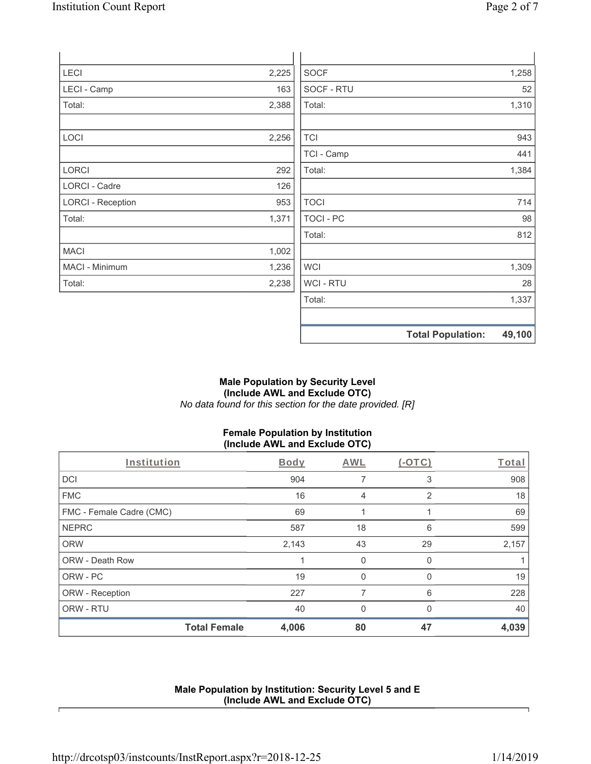| | |
|---|---|
| LECI | 2,225 |
| LECI - Camp | 163 |
| Total: | 2,388 |
| | |
| LOCI | 2,256 |
| | |
| LORCI | 292 |
| LORCI - Cadre | 126 |
| LORCI - Reception | 953 |
| Total: | 1,371 |
| | |
| MACI | 1,002 |
| MACI - Minimum | 1,236 |
| Total: | 2,238 |

| | |
|---|---|
| SOCF | 1,258 |
| SOCF - RTU | 52 |
| Total: | 1,310 |
| | |
| TCI | 943 |
| TCI - Camp | 441 |
| Total: | 1,384 |
| | |
| TOCI | 714 |
| TOCI - PC | 98 |
| Total: | 812 |
| | |
| WCI | 1,309 |
| WCI - RTU | 28 |
| Total: | 1,337 |
| | |
| **Total Population:** | **49,100** |

### Male Population by Security Level (Include AWL and Exclude OTC)

*No data found for this section for the date provided. [R]*

### Female Population by Institution (Include AWL and Exclude OTC)

| Institution | Body | AWL | (-OTC) | Total |
|---|---|---|---|---|
| DCI | 904 | 7 | 3 | 908 |
| FMC | 16 | 4 | 2 | 18 |
| FMC - Female Cadre (CMC) | 69 | 1 | 1 | 69 |
| NEPRC | 587 | 18 | 6 | 599 |
| ORW | 2,143 | 43 | 29 | 2,157 |
| ORW - Death Row | 1 | 0 | 0 | 1 |
| ORW - PC | 19 | 0 | 0 | 19 |
| ORW - Reception | 227 | 7 | 6 | 228 |
| ORW - RTU | 40 | 0 | 0 | 40 |
| **Total Female** | **4,006** | **80** | **47** | **4,039** |

### Male Population by Institution: Security Level 5 and E (Include AWL and Exclude OTC)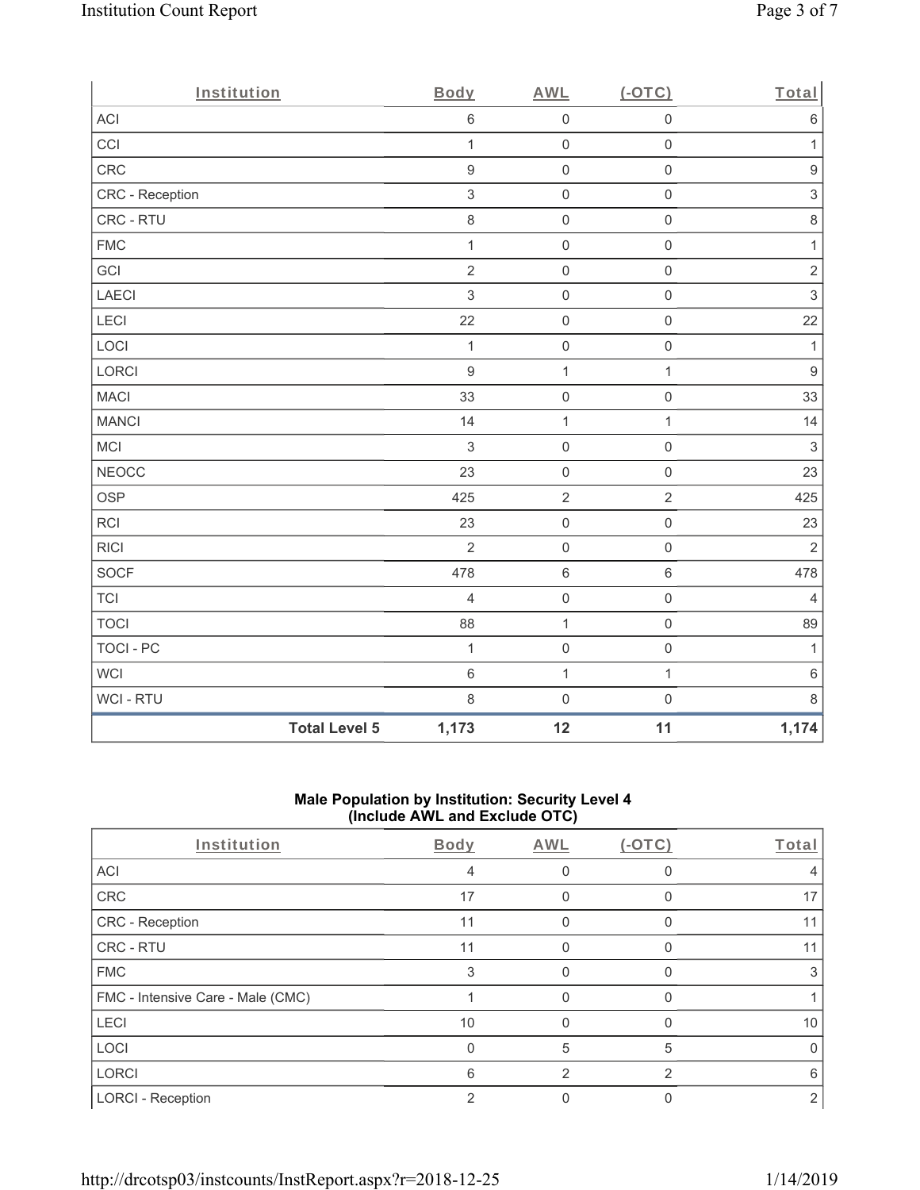| Institution | Body | AWL | (-OTC) | Total |
|---|---|---|---|---|
| ACI | 6 | 0 | 0 | 6 |
| CCI | 1 | 0 | 0 | 1 |
| CRC | 9 | 0 | 0 | 9 |
| CRC - Reception | 3 | 0 | 0 | 3 |
| CRC - RTU | 8 | 0 | 0 | 8 |
| FMC | 1 | 0 | 0 | 1 |
| GCI | 2 | 0 | 0 | 2 |
| LAECI | 3 | 0 | 0 | 3 |
| LECI | 22 | 0 | 0 | 22 |
| LOCI | 1 | 0 | 0 | 1 |
| LORCI | 9 | 1 | 1 | 9 |
| MACI | 33 | 0 | 0 | 33 |
| MANCI | 14 | 1 | 1 | 14 |
| MCI | 3 | 0 | 0 | 3 |
| NEOCC | 23 | 0 | 0 | 23 |
| OSP | 425 | 2 | 2 | 425 |
| RCI | 23 | 0 | 0 | 23 |
| RICI | 2 | 0 | 0 | 2 |
| SOCF | 478 | 6 | 6 | 478 |
| TCI | 4 | 0 | 0 | 4 |
| TOCI | 88 | 1 | 0 | 89 |
| TOCI - PC | 1 | 0 | 0 | 1 |
| WCI | 6 | 1 | 1 | 6 |
| WCI - RTU | 8 | 0 | 0 | 8 |
| **Total Level 5** | **1,173** | **12** | **11** | **1,174** |

**Male Population by Institution: Security Level 4**
**(Include AWL and Exclude OTC)**

| Institution | Body | AWL | (-OTC) | Total |
|---|---|---|---|---|
| ACI | 4 | 0 | 0 | 4 |
| CRC | 17 | 0 | 0 | 17 |
| CRC - Reception | 11 | 0 | 0 | 11 |
| CRC - RTU | 11 | 0 | 0 | 11 |
| FMC | 3 | 0 | 0 | 3 |
| FMC - Intensive Care - Male (CMC) | 1 | 0 | 0 | 1 |
| LECI | 10 | 0 | 0 | 10 |
| LOCI | 0 | 5 | 5 | 0 |
| LORCI | 6 | 2 | 2 | 6 |
| LORCI - Reception | 2 | 0 | 0 | 2 |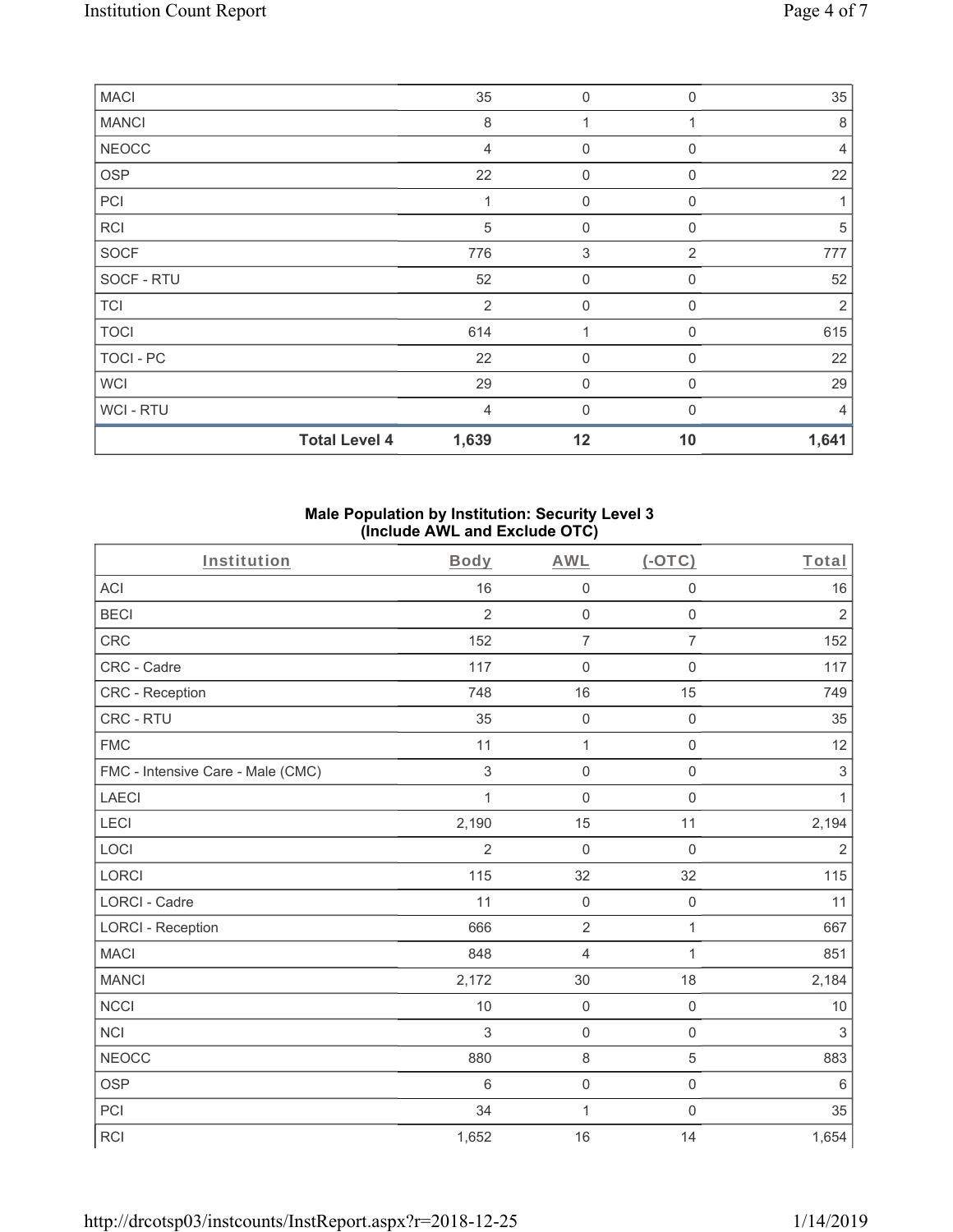| | | | | |
|---|---|---|---|---|
| MACI | 35 | 0 | 0 | 35 |
| MANCI | 8 | 1 | 1 | 8 |
| NEOCC | 4 | 0 | 0 | 4 |
| OSP | 22 | 0 | 0 | 22 |
| PCI | 1 | 0 | 0 | 1 |
| RCI | 5 | 0 | 0 | 5 |
| SOCF | 776 | 3 | 2 | 777 |
| SOCF - RTU | 52 | 0 | 0 | 52 |
| TCI | 2 | 0 | 0 | 2 |
| TOCI | 614 | 1 | 0 | 615 |
| TOCI - PC | 22 | 0 | 0 | 22 |
| WCI | 29 | 0 | 0 | 29 |
| WCI - RTU | 4 | 0 | 0 | 4 |
| **Total Level 4** | **1,639** | **12** | **10** | **1,641** |

### Male Population by Institution: Security Level 3 (Include AWL and Exclude OTC)

| Institution | Body | AWL | (-OTC) | Total |
|---|---|---|---|---|
| ACI | 16 | 0 | 0 | 16 |
| BECI | 2 | 0 | 0 | 2 |
| CRC | 152 | 7 | 7 | 152 |
| CRC - Cadre | 117 | 0 | 0 | 117 |
| CRC - Reception | 748 | 16 | 15 | 749 |
| CRC - RTU | 35 | 0 | 0 | 35 |
| FMC | 11 | 1 | 0 | 12 |
| FMC - Intensive Care - Male (CMC) | 3 | 0 | 0 | 3 |
| LAECI | 1 | 0 | 0 | 1 |
| LECI | 2,190 | 15 | 11 | 2,194 |
| LOCI | 2 | 0 | 0 | 2 |
| LORCI | 115 | 32 | 32 | 115 |
| LORCI - Cadre | 11 | 0 | 0 | 11 |
| LORCI - Reception | 666 | 2 | 1 | 667 |
| MACI | 848 | 4 | 1 | 851 |
| MANCI | 2,172 | 30 | 18 | 2,184 |
| NCCI | 10 | 0 | 0 | 10 |
| NCI | 3 | 0 | 0 | 3 |
| NEOCC | 880 | 8 | 5 | 883 |
| OSP | 6 | 0 | 0 | 6 |
| PCI | 34 | 1 | 0 | 35 |
| RCI | 1,652 | 16 | 14 | 1,654 |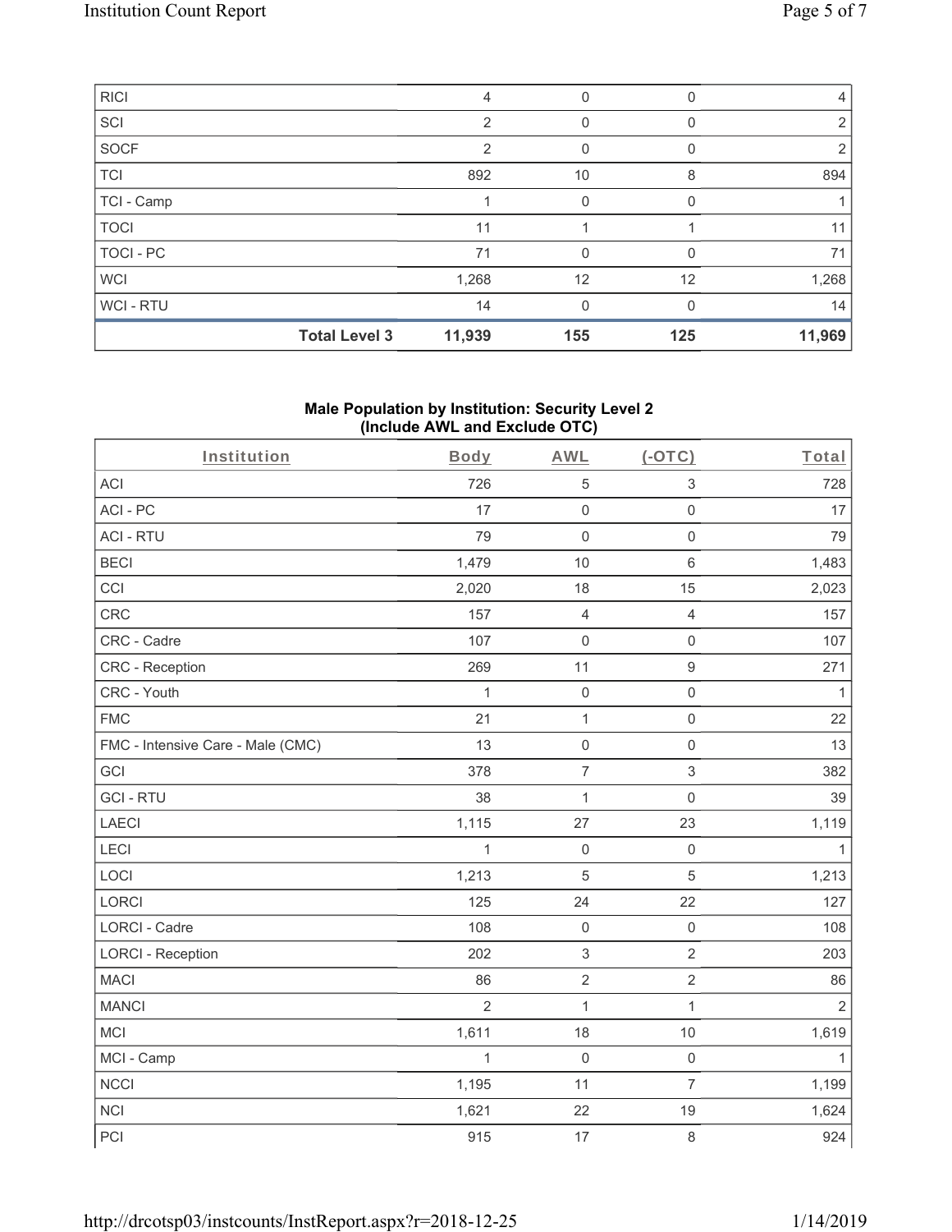| RICI | 4 | 0 | 0 | 4 |
|---|---|---|---|---|
| SCI | 2 | 0 | 0 | 2 |
| SOCF | 2 | 0 | 0 | 2 |
| TCI | 892 | 10 | 8 | 894 |
| TCI - Camp | 1 | 0 | 0 | 1 |
| TOCI | 11 | 1 | 1 | 11 |
| TOCI - PC | 71 | 0 | 0 | 71 |
| WCI | 1,268 | 12 | 12 | 1,268 |
| WCI - RTU | 14 | 0 | 0 | 14 |
| **Total Level 3** | **11,939** | **155** | **125** | **11,969** |

**Male Population by Institution: Security Level 2 (Include AWL and Exclude OTC)**

| Institution | Body | AWL | (-OTC) | Total |
|---|---|---|---|---|
| ACI | 726 | 5 | 3 | 728 |
| ACI - PC | 17 | 0 | 0 | 17 |
| ACI - RTU | 79 | 0 | 0 | 79 |
| BECI | 1,479 | 10 | 6 | 1,483 |
| CCI | 2,020 | 18 | 15 | 2,023 |
| CRC | 157 | 4 | 4 | 157 |
| CRC - Cadre | 107 | 0 | 0 | 107 |
| CRC - Reception | 269 | 11 | 9 | 271 |
| CRC - Youth | 1 | 0 | 0 | 1 |
| FMC | 21 | 1 | 0 | 22 |
| FMC - Intensive Care - Male (CMC) | 13 | 0 | 0 | 13 |
| GCI | 378 | 7 | 3 | 382 |
| GCI - RTU | 38 | 1 | 0 | 39 |
| LAECI | 1,115 | 27 | 23 | 1,119 |
| LECI | 1 | 0 | 0 | 1 |
| LOCI | 1,213 | 5 | 5 | 1,213 |
| LORCI | 125 | 24 | 22 | 127 |
| LORCI - Cadre | 108 | 0 | 0 | 108 |
| LORCI - Reception | 202 | 3 | 2 | 203 |
| MACI | 86 | 2 | 2 | 86 |
| MANCI | 2 | 1 | 1 | 2 |
| MCI | 1,611 | 18 | 10 | 1,619 |
| MCI - Camp | 1 | 0 | 0 | 1 |
| NCCI | 1,195 | 11 | 7 | 1,199 |
| NCI | 1,621 | 22 | 19 | 1,624 |
| PCI | 915 | 17 | 8 | 924 |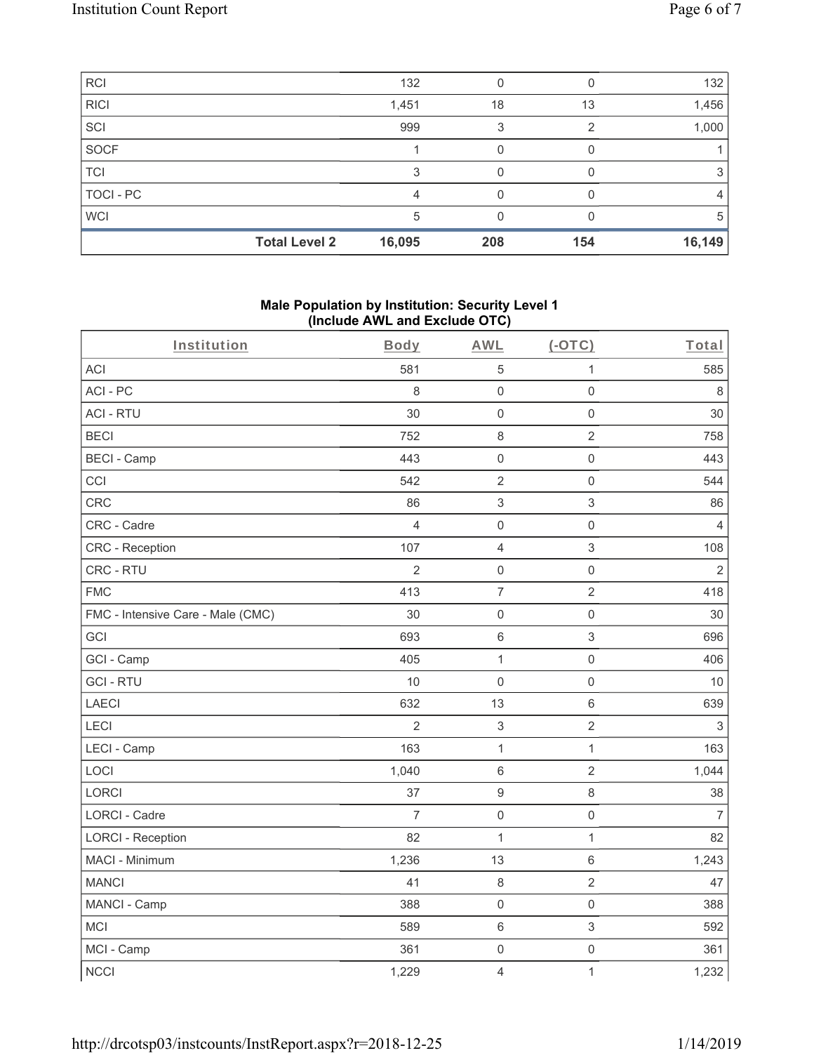| | | | | |
|---|---|---|---|---|
| RCI | 132 | 0 | 0 | 132 |
| RICI | 1,451 | 18 | 13 | 1,456 |
| SCI | 999 | 3 | 2 | 1,000 |
| SOCF | 1 | 0 | 0 | 1 |
| TCI | 3 | 0 | 0 | 3 |
| TOCI - PC | 4 | 0 | 0 | 4 |
| WCI | 5 | 0 | 0 | 5 |
| **Total Level 2** | **16,095** | **208** | **154** | **16,149** |

**Male Population by Institution: Security Level 1 (Include AWL and Exclude OTC)**

| Institution | Body | AWL | (-OTC) | Total |
|---|---|---|---|---|
| ACI | 581 | 5 | 1 | 585 |
| ACI - PC | 8 | 0 | 0 | 8 |
| ACI - RTU | 30 | 0 | 0 | 30 |
| BECI | 752 | 8 | 2 | 758 |
| BECI - Camp | 443 | 0 | 0 | 443 |
| CCI | 542 | 2 | 0 | 544 |
| CRC | 86 | 3 | 3 | 86 |
| CRC - Cadre | 4 | 0 | 0 | 4 |
| CRC - Reception | 107 | 4 | 3 | 108 |
| CRC - RTU | 2 | 0 | 0 | 2 |
| FMC | 413 | 7 | 2 | 418 |
| FMC - Intensive Care - Male (CMC) | 30 | 0 | 0 | 30 |
| GCI | 693 | 6 | 3 | 696 |
| GCI - Camp | 405 | 1 | 0 | 406 |
| GCI - RTU | 10 | 0 | 0 | 10 |
| LAECI | 632 | 13 | 6 | 639 |
| LECI | 2 | 3 | 2 | 3 |
| LECI - Camp | 163 | 1 | 1 | 163 |
| LOCI | 1,040 | 6 | 2 | 1,044 |
| LORCI | 37 | 9 | 8 | 38 |
| LORCI - Cadre | 7 | 0 | 0 | 7 |
| LORCI - Reception | 82 | 1 | 1 | 82 |
| MACI - Minimum | 1,236 | 13 | 6 | 1,243 |
| MANCI | 41 | 8 | 2 | 47 |
| MANCI - Camp | 388 | 0 | 0 | 388 |
| MCI | 589 | 6 | 3 | 592 |
| MCI - Camp | 361 | 0 | 0 | 361 |
| NCCI | 1,229 | 4 | 1 | 1,232 |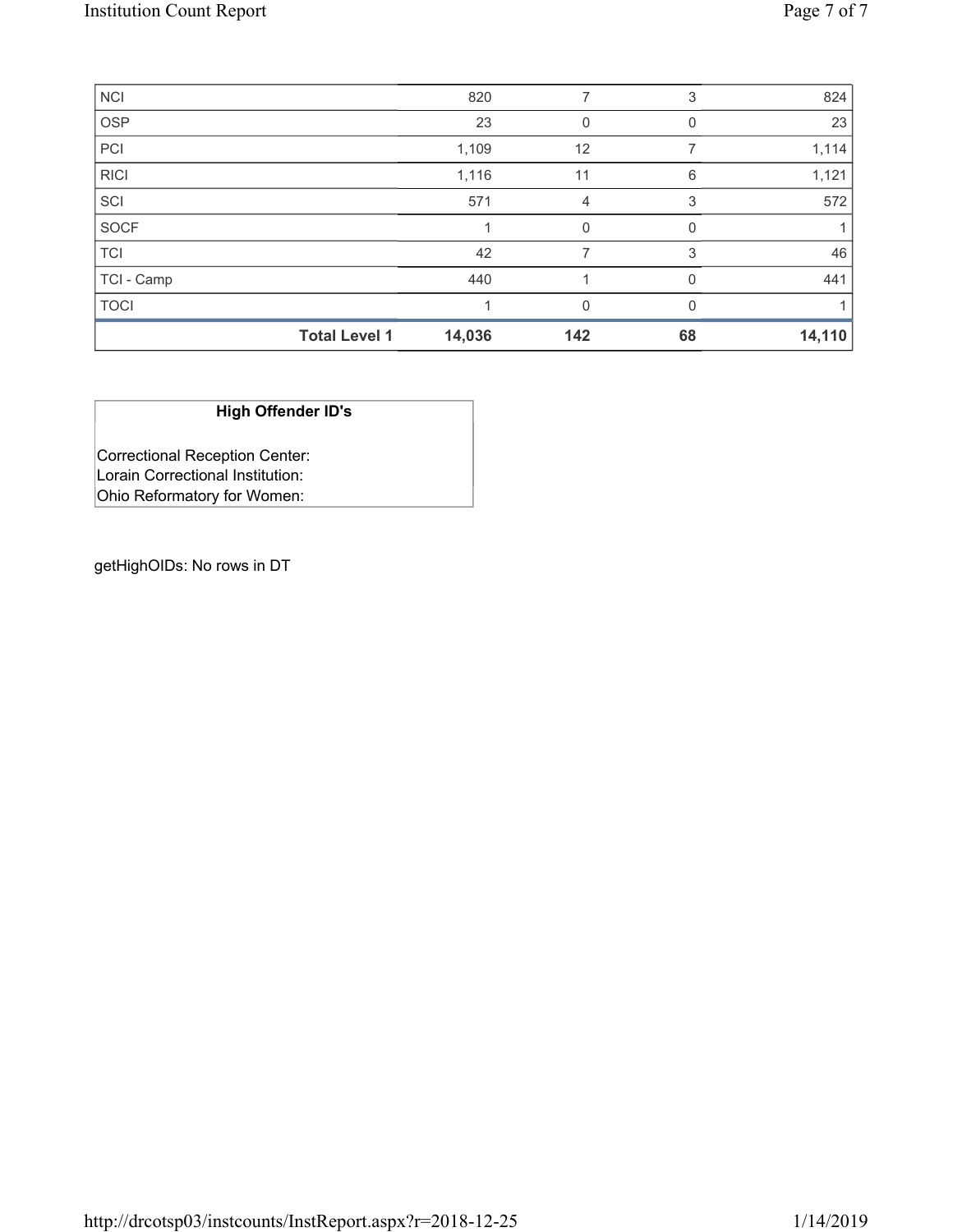| | | | | |
|---|---|---|---|---|
| NCI | 820 | 7 | 3 | 824 |
| OSP | 23 | 0 | 0 | 23 |
| PCI | 1,109 | 12 | 7 | 1,114 |
| RICI | 1,116 | 11 | 6 | 1,121 |
| SCI | 571 | 4 | 3 | 572 |
| SOCF | 1 | 0 | 0 | 1 |
| TCI | 42 | 7 | 3 | 46 |
| TCI - Camp | 440 | 1 | 0 | 441 |
| TOCI | 1 | 0 | 0 | 1 |
| **Total Level 1** | **14,036** | **142** | **68** | **14,110** |

| **High Offender ID's** |
|---|
| Correctional Reception Center: |
| Lorain Correctional Institution: |
| Ohio Reformatory for Women: |

getHighOIDs: No rows in DT